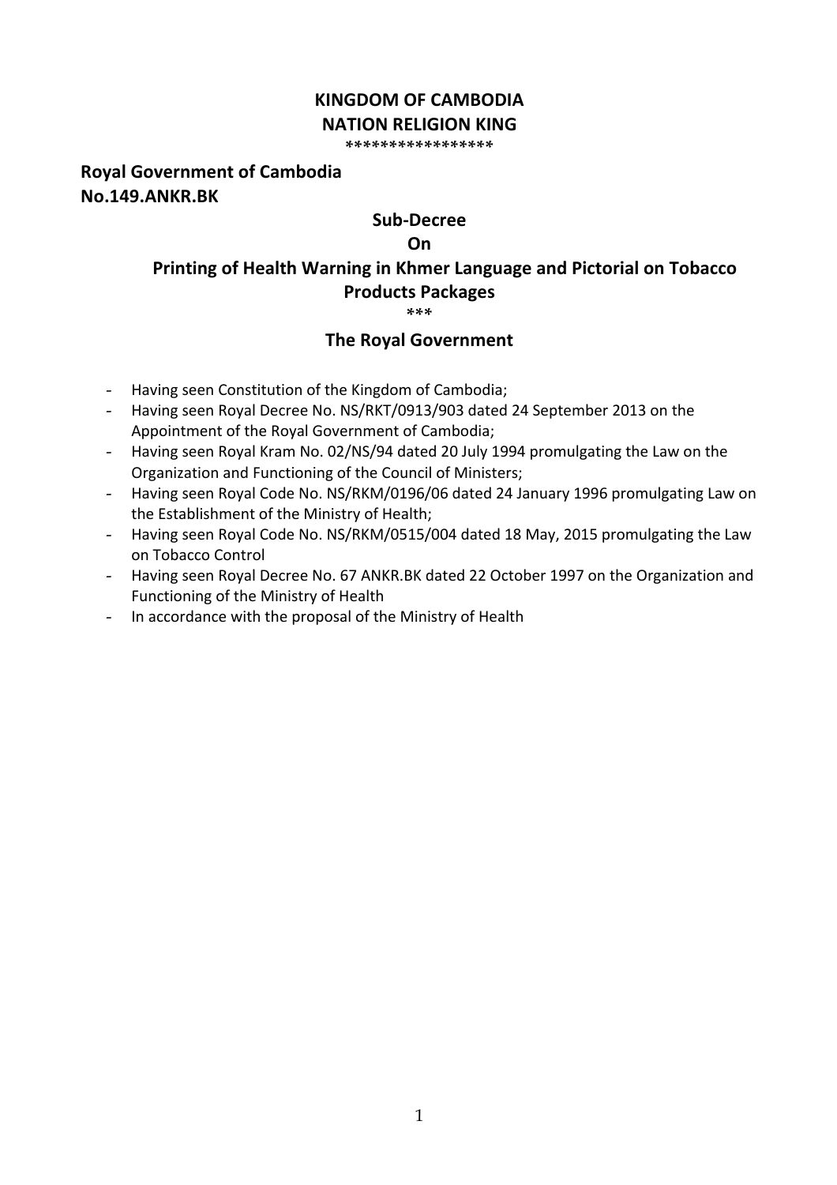**KINGDOM OF CAMBODIA**
**NATION RELIGION KING**
****************

**Royal Government of Cambodia**
**No.149.ANKR.BK**

# Sub-Decree
# On
# Printing of Health Warning in Khmer Language and Pictorial on Tobacco Products Packages

***

## The Royal Government

- Having seen Constitution of the Kingdom of Cambodia;
- Having seen Royal Decree No. NS/RKT/0913/903 dated 24 September 2013 on the Appointment of the Royal Government of Cambodia;
- Having seen Royal Kram No. 02/NS/94 dated 20 July 1994 promulgating the Law on the Organization and Functioning of the Council of Ministers;
- Having seen Royal Code No. NS/RKM/0196/06 dated 24 January 1996 promulgating Law on the Establishment of the Ministry of Health;
- Having seen Royal Code No. NS/RKM/0515/004 dated 18 May, 2015 promulgating the Law on Tobacco Control
- Having seen Royal Decree No. 67 ANKR.BK dated 22 October 1997 on the Organization and Functioning of the Ministry of Health
- In accordance with the proposal of the Ministry of Health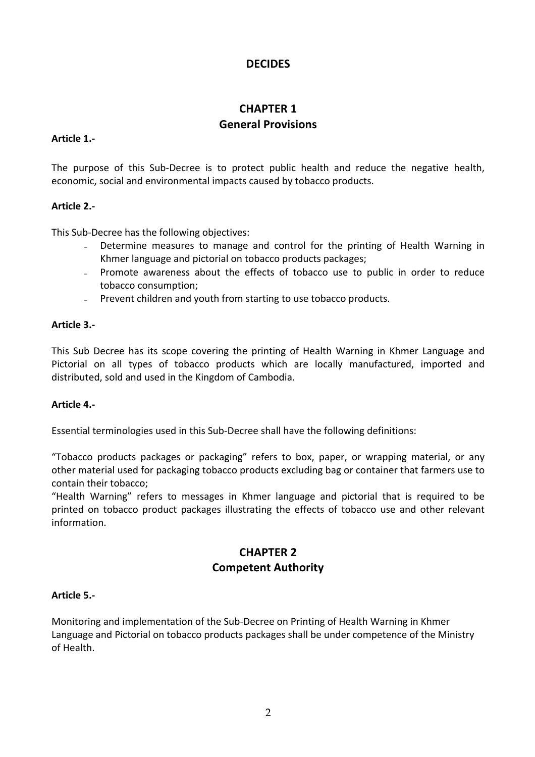## DECIDES

## CHAPTER 1
## General Provisions

**Article 1.-**

The purpose of this Sub-Decree is to protect public health and reduce the negative health, economic, social and environmental impacts caused by tobacco products.

**Article 2.-**

This Sub-Decree has the following objectives:

- Determine measures to manage and control for the printing of Health Warning in Khmer language and pictorial on tobacco products packages;
- Promote awareness about the effects of tobacco use to public in order to reduce tobacco consumption;
- Prevent children and youth from starting to use tobacco products.

**Article 3.-**

This Sub Decree has its scope covering the printing of Health Warning in Khmer Language and Pictorial on all types of tobacco products which are locally manufactured, imported and distributed, sold and used in the Kingdom of Cambodia.

**Article 4.-**

Essential terminologies used in this Sub-Decree shall have the following definitions:

"Tobacco products packages or packaging" refers to box, paper, or wrapping material, or any other material used for packaging tobacco products excluding bag or container that farmers use to contain their tobacco;

"Health Warning" refers to messages in Khmer language and pictorial that is required to be printed on tobacco product packages illustrating the effects of tobacco use and other relevant information.

## CHAPTER 2
## Competent Authority

**Article 5.-**

Monitoring and implementation of the Sub-Decree on Printing of Health Warning in Khmer Language and Pictorial on tobacco products packages shall be under competence of the Ministry of Health.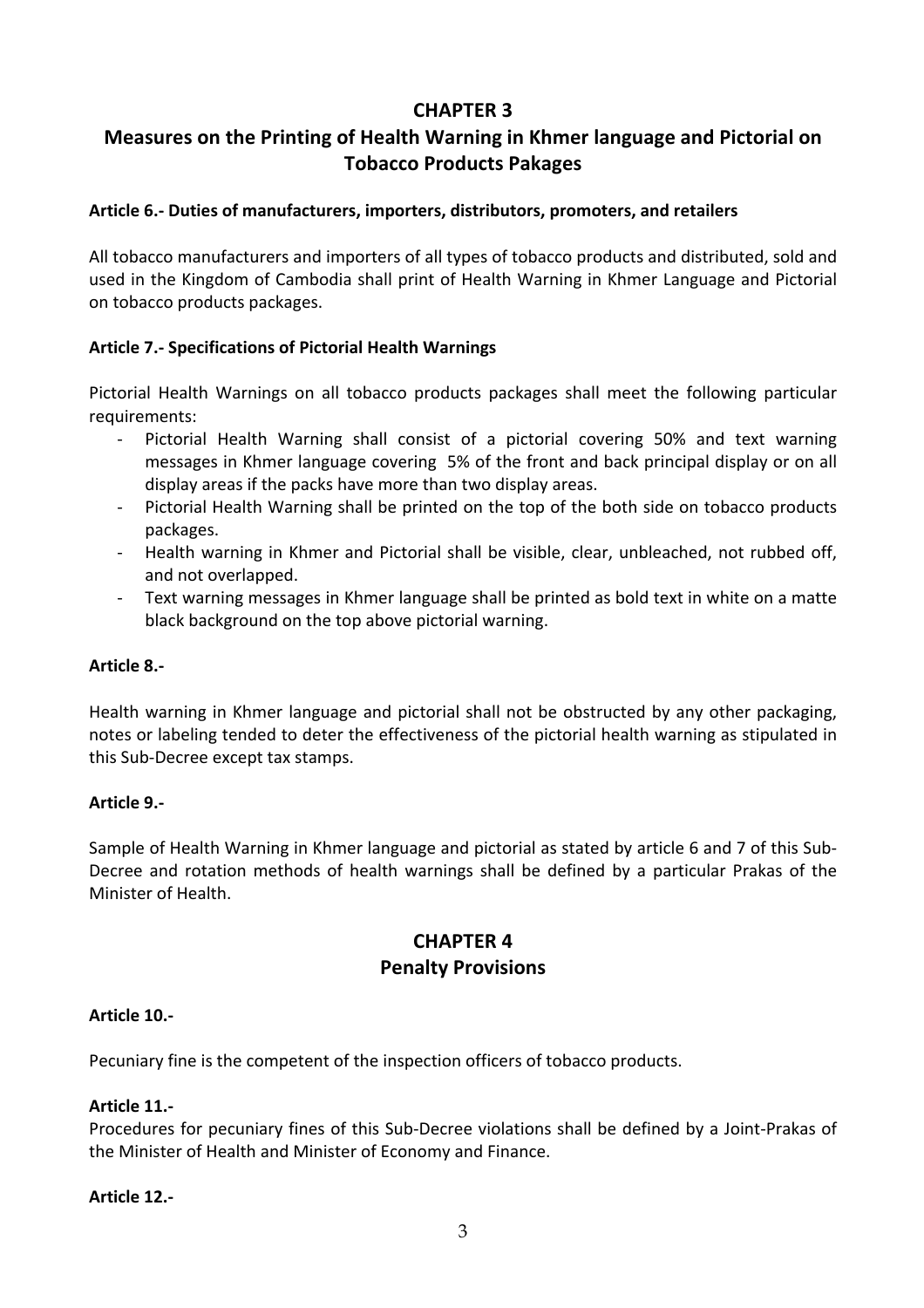## CHAPTER 3

## Measures on the Printing of Health Warning in Khmer language and Pictorial on Tobacco Products Pakages

### Article 6.- Duties of manufacturers, importers, distributors, promoters, and retailers

All tobacco manufacturers and importers of all types of tobacco products and distributed, sold and used in the Kingdom of Cambodia shall print of Health Warning in Khmer Language and Pictorial on tobacco products packages.

### Article 7.- Specifications of Pictorial Health Warnings

Pictorial Health Warnings on all tobacco products packages shall meet the following particular requirements:

- Pictorial Health Warning shall consist of a pictorial covering 50% and text warning messages in Khmer language covering 5% of the front and back principal display or on all display areas if the packs have more than two display areas.
- Pictorial Health Warning shall be printed on the top of the both side on tobacco products packages.
- Health warning in Khmer and Pictorial shall be visible, clear, unbleached, not rubbed off, and not overlapped.
- Text warning messages in Khmer language shall be printed as bold text in white on a matte black background on the top above pictorial warning.

### Article 8.-

Health warning in Khmer language and pictorial shall not be obstructed by any other packaging, notes or labeling tended to deter the effectiveness of the pictorial health warning as stipulated in this Sub-Decree except tax stamps.

### Article 9.-

Sample of Health Warning in Khmer language and pictorial as stated by article 6 and 7 of this Sub-Decree and rotation methods of health warnings shall be defined by a particular Prakas of the Minister of Health.

## CHAPTER 4

## Penalty Provisions

### Article 10.-

Pecuniary fine is the competent of the inspection officers of tobacco products.

### Article 11.-

Procedures for pecuniary fines of this Sub-Decree violations shall be defined by a Joint-Prakas of the Minister of Health and Minister of Economy and Finance.

### Article 12.-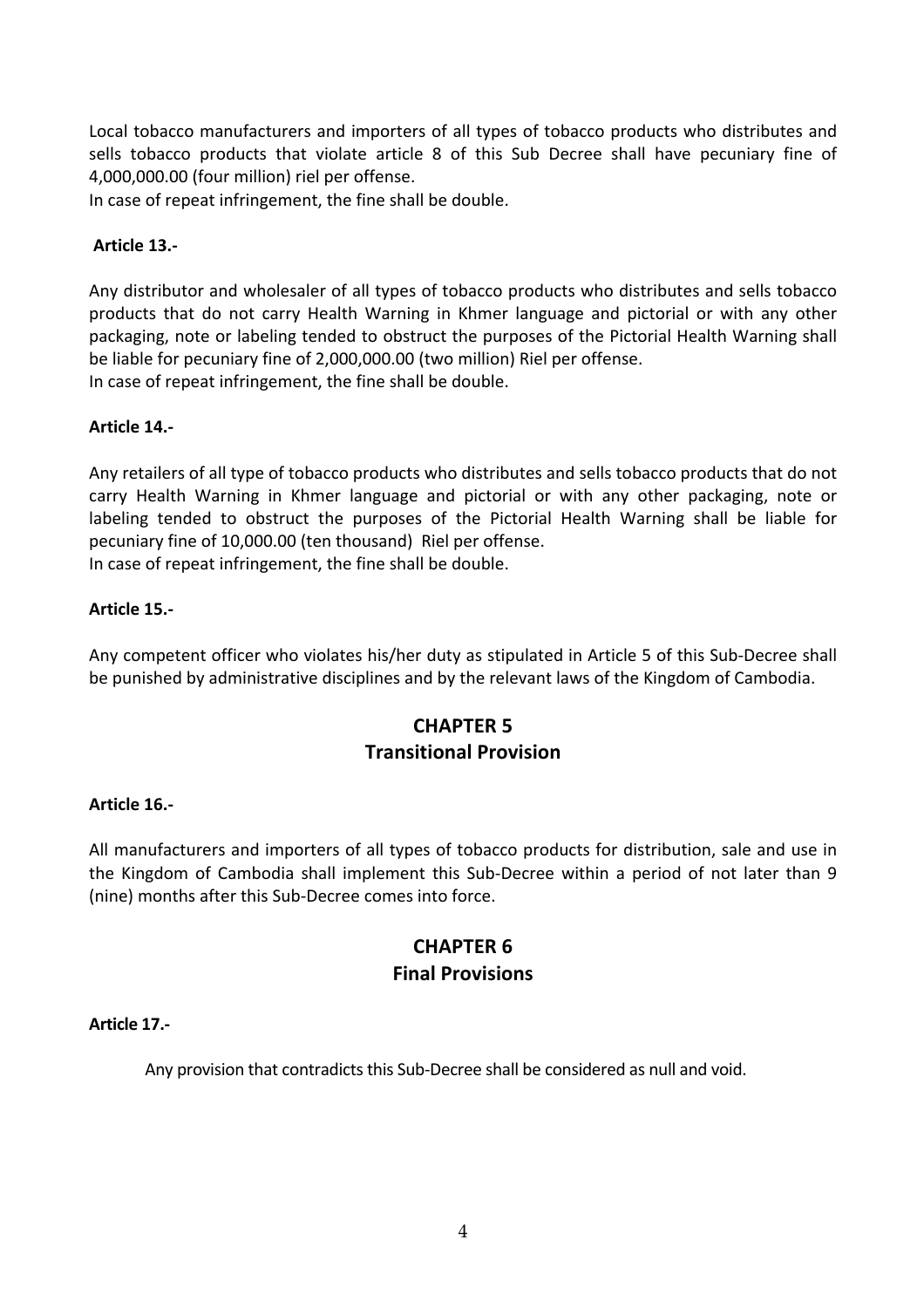Local tobacco manufacturers and importers of all types of tobacco products who distributes and sells tobacco products that violate article 8 of this Sub Decree shall have pecuniary fine of 4,000,000.00 (four million) riel per offense.

In case of repeat infringement, the fine shall be double.

**Article 13.-**

Any distributor and wholesaler of all types of tobacco products who distributes and sells tobacco products that do not carry Health Warning in Khmer language and pictorial or with any other packaging, note or labeling tended to obstruct the purposes of the Pictorial Health Warning shall be liable for pecuniary fine of 2,000,000.00 (two million) Riel per offense.

In case of repeat infringement, the fine shall be double.

**Article 14.-**

Any retailers of all type of tobacco products who distributes and sells tobacco products that do not carry Health Warning in Khmer language and pictorial or with any other packaging, note or labeling tended to obstruct the purposes of the Pictorial Health Warning shall be liable for pecuniary fine of 10,000.00 (ten thousand) Riel per offense.

In case of repeat infringement, the fine shall be double.

**Article 15.-**

Any competent officer who violates his/her duty as stipulated in Article 5 of this Sub-Decree shall be punished by administrative disciplines and by the relevant laws of the Kingdom of Cambodia.

## CHAPTER 5
## Transitional Provision

**Article 16.-**

All manufacturers and importers of all types of tobacco products for distribution, sale and use in the Kingdom of Cambodia shall implement this Sub-Decree within a period of not later than 9 (nine) months after this Sub-Decree comes into force.

## CHAPTER 6
## Final Provisions

**Article 17.-**

Any provision that contradicts this Sub-Decree shall be considered as null and void.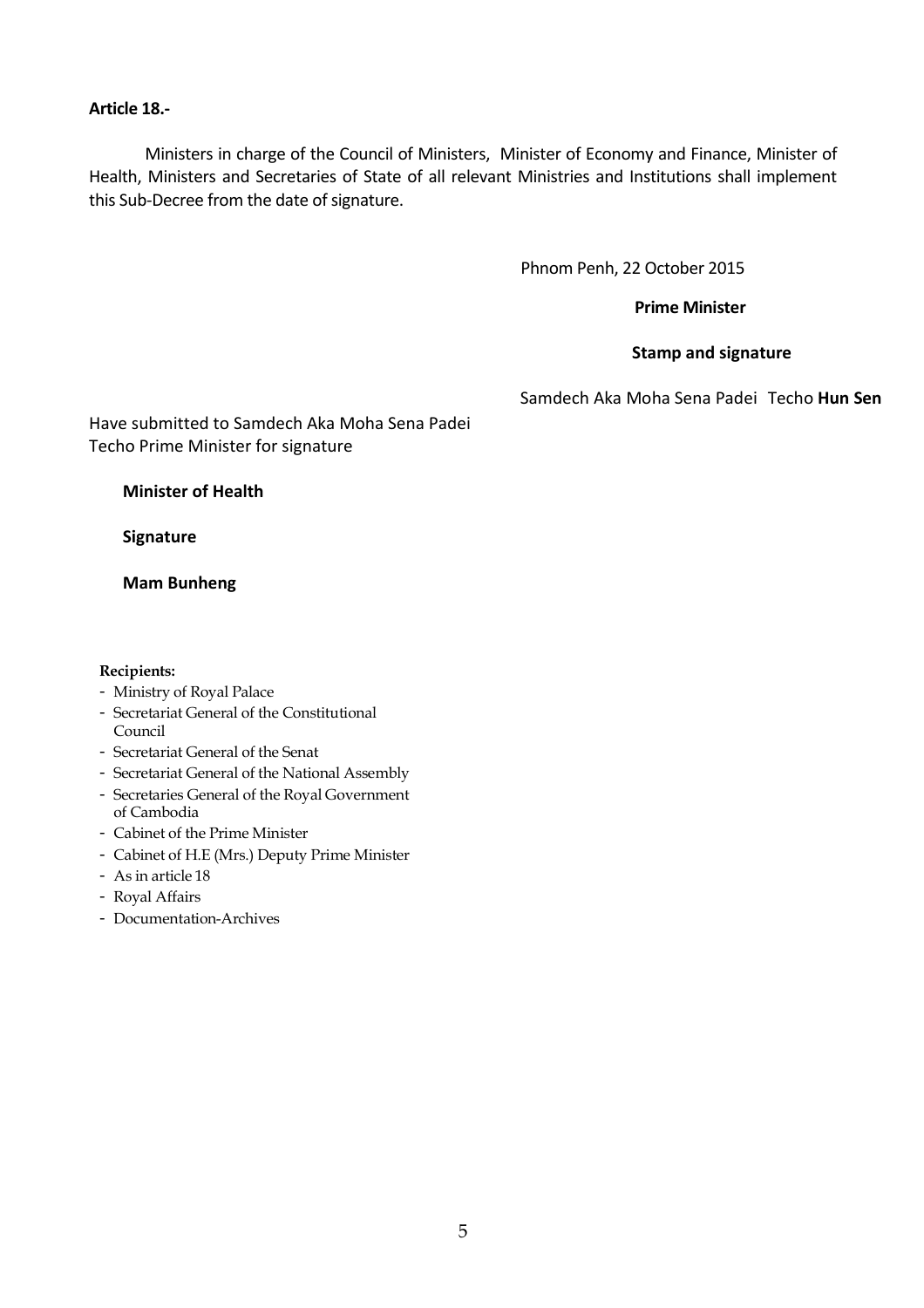**Article 18.-**

Ministers in charge of the Council of Ministers, Minister of Economy and Finance, Minister of Health, Ministers and Secretaries of State of all relevant Ministries and Institutions shall implement this Sub-Decree from the date of signature.

Phnom Penh, 22 October 2015

**Prime Minister**

**Stamp and signature**

Samdech Aka Moha Sena Padei Techo **Hun Sen**

Have submitted to Samdech Aka Moha Sena Padei Techo Prime Minister for signature

**Minister of Health**

**Signature**

**Mam Bunheng**

**Recipients:**

- Ministry of Royal Palace
- Secretariat General of the Constitutional Council
- Secretariat General of the Senat
- Secretariat General of the National Assembly
- Secretaries General of the Royal Government of Cambodia
- Cabinet of the Prime Minister
- Cabinet of H.E (Mrs.) Deputy Prime Minister
- As in article 18
- Royal Affairs
- Documentation-Archives